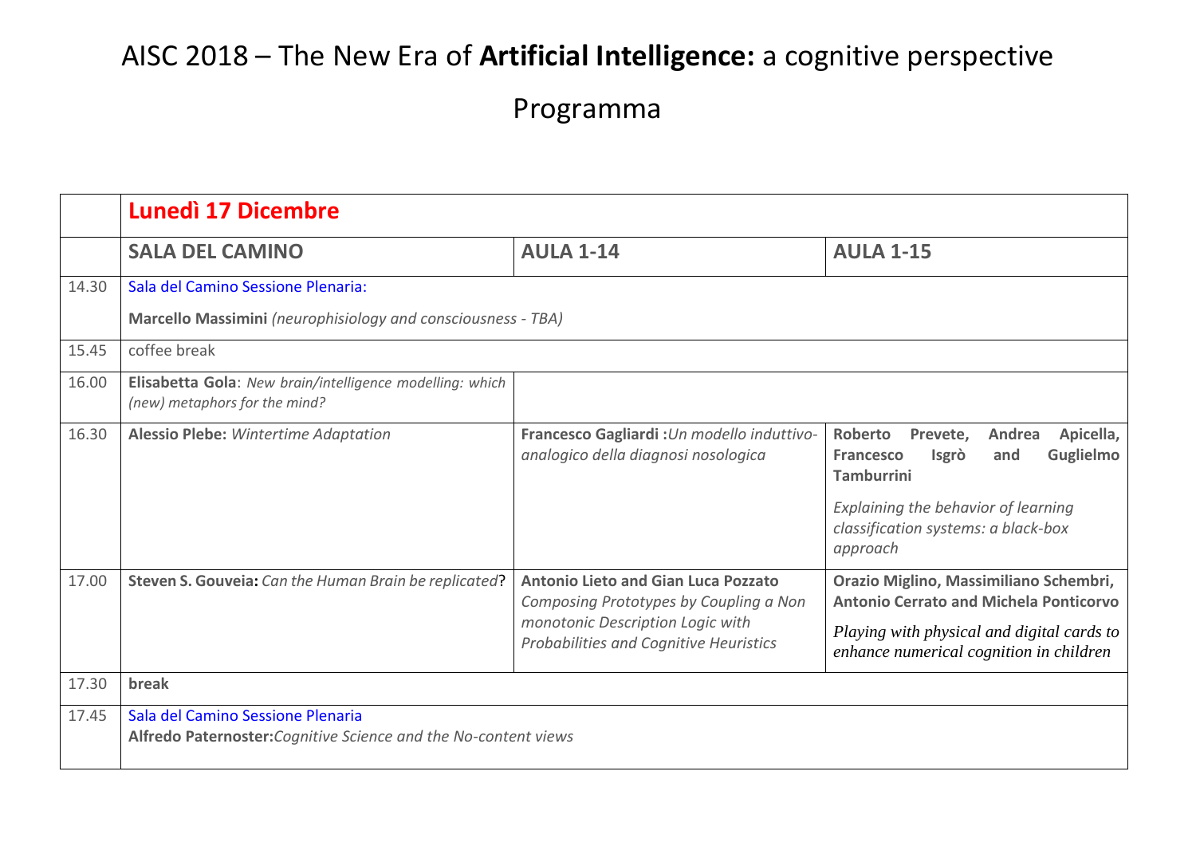# AISC 2018 – The New Era of **Artificial Intelligence:** a cognitive perspective

## Programma

| | **Lunedì 17 Dicembre** | | |
|---|---|---|---|
| | **SALA DEL CAMINO** | **AULA 1-14** | **AULA 1-15** |
| 14.30 | Sala del Camino Sessione Plenaria: **Marcello Massimini** *(neurophisiology and consciousness - TBA)* | | |
| 15.45 | coffee break | | |
| 16.00 | **Elisabetta Gola**: *New brain/intelligence modelling: which (new) metaphors for the mind?* | | |
| 16.30 | **Alessio Plebe:** *Wintertime Adaptation* | **Francesco Gagliardi :** *Un modello induttivo-analogico della diagnosi nosologica* | **Roberto Prevete, Andrea Apicella, Francesco Isgrò and Guglielmo Tamburrini** *Explaining the behavior of learning classification systems: a black-box approach* |
| 17.00 | **Steven S. Gouveia:** *Can the Human Brain be replicated*? | **Antonio Lieto and Gian Luca Pozzato** *Composing Prototypes by Coupling a Non monotonic Description Logic with Probabilities and Cognitive Heuristics* | **Orazio Miglino, Massimiliano Schembri, Antonio Cerrato and Michela Ponticorvo** *Playing with physical and digital cards to enhance numerical cognition in children* |
| 17.30 | **break** | | |
| 17.45 | Sala del Camino Sessione Plenaria **Alfredo Paternoster:** *Cognitive Science and the No-content views* | | |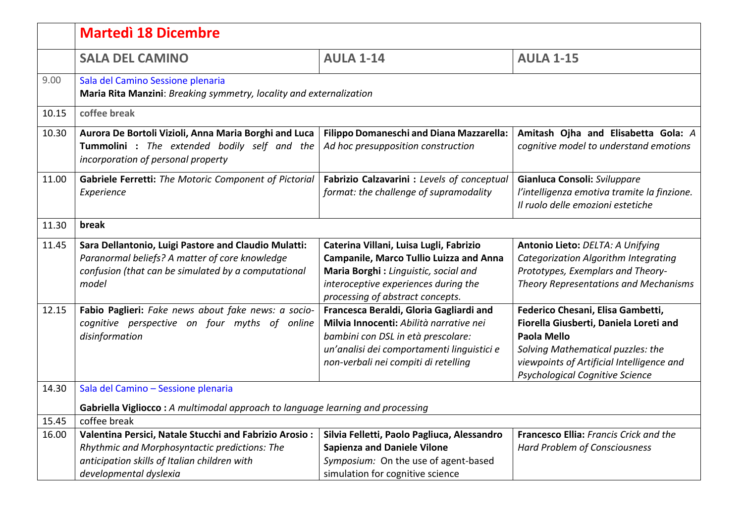| | **Martedì 18 Dicembre** | | |
|---|---|---|---|
| | **SALA DEL CAMINO** | **AULA 1-14** | **AULA 1-15** |
| 9.00 | Sala del Camino Sessione plenaria<br>**Maria Rita Manzini**: *Breaking symmetry, locality and externalization* | | |
| 10.15 | **coffee break** | | |
| 10.30 | **Aurora De Bortoli Vizioli, Anna Maria Borghi and Luca Tummolini :** *The extended bodily self and the incorporation of personal property* | **Filippo Domaneschi and Diana Mazzarella:** *Ad hoc presupposition construction* | **Amitash Ojha and Elisabetta Gola:** *A cognitive model to understand emotions* |
| 11.00 | **Gabriele Ferretti:** *The Motoric Component of Pictorial Experience* | **Fabrizio Calzavarini :** *Levels of conceptual format: the challenge of supramodality* | **Gianluca Consoli:** *Sviluppare l'intelligenza emotiva tramite la finzione. Il ruolo delle emozioni estetiche* |
| 11.30 | **break** | | |
| 11.45 | **Sara Dellantonio, Luigi Pastore and Claudio Mulatti:** *Paranormal beliefs? A matter of core knowledge confusion (that can be simulated by a computational model* | **Caterina Villani, Luisa Lugli, Fabrizio Campanile, Marco Tullio Luizza and Anna Maria Borghi :** *Linguistic, social and interoceptive experiences during the processing of abstract concepts.* | **Antonio Lieto:** *DELTA: A Unifying Categorization Algorithm Integrating Prototypes, Exemplars and Theory-Theory Representations and Mechanisms* |
| 12.15 | **Fabio Paglieri:** *Fake news about fake news: a socio-cognitive perspective on four myths of online disinformation* | **Francesca Beraldi, Gloria Gagliardi and Milvia Innocenti:** *Abilità narrative nei bambini con DSL in età prescolare: un'analisi dei comportamenti linguistici e non-verbali nei compiti di retelling* | **Federico Chesani, Elisa Gambetti, Fiorella Giusberti, Daniela Loreti and Paola Mello**<br>*Solving Mathematical puzzles: the viewpoints of Artificial Intelligence and Psychological Cognitive Science* |
| 14.30 | Sala del Camino – Sessione plenaria<br>**Gabriella Vigliocco :** *A multimodal approach to language learning and processing* | | |
| 15.45 | coffee break | | |
| 16.00 | **Valentina Persici, Natale Stucchi and Fabrizio Arosio :** *Rhythmic and Morphosyntactic predictions: The anticipation skills of Italian children with developmental dyslexia* | **Silvia Felletti, Paolo Pagliuca, Alessandro Sapienza and Daniele Vilone**<br>*Symposium:* On the use of agent-based simulation for cognitive science | **Francesco Ellia:** *Francis Crick and the Hard Problem of Consciousness* |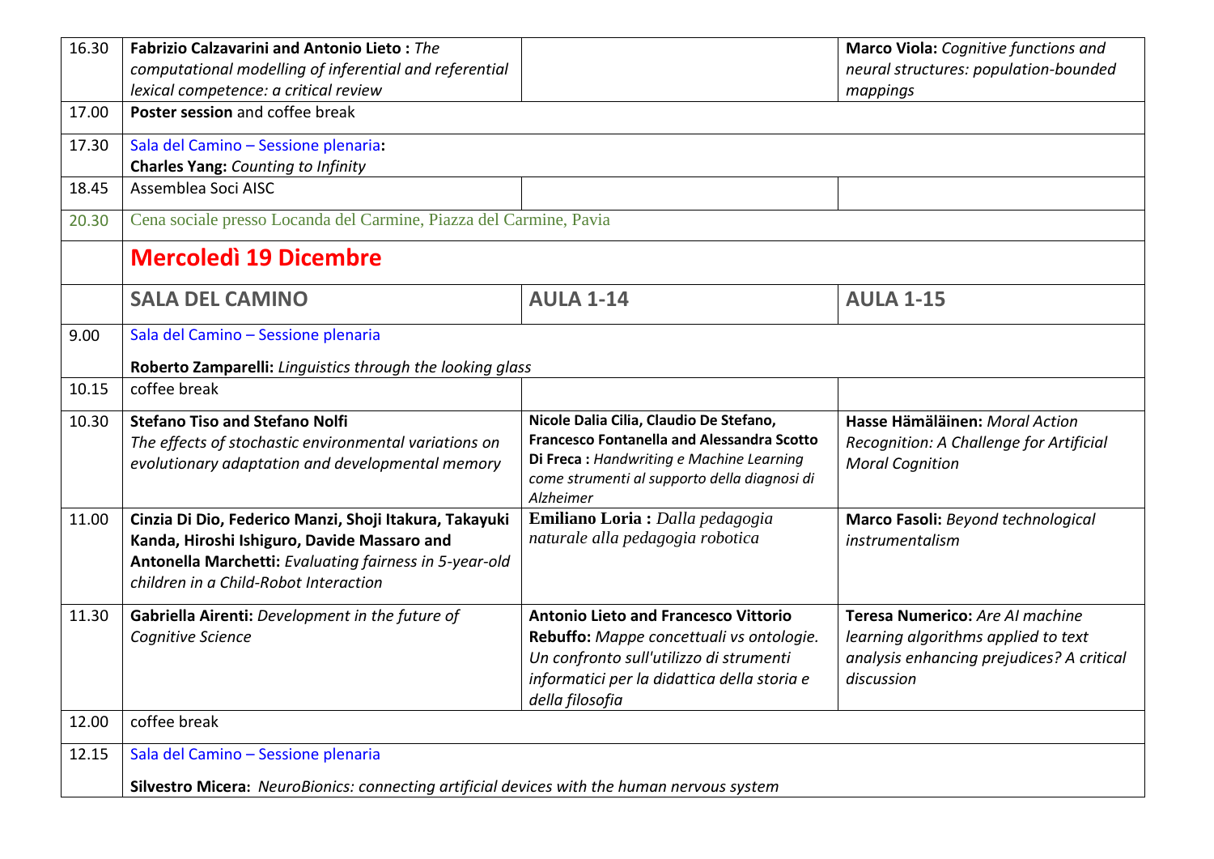| | | | |
|---|---|---|---|
| 16.30 | **Fabrizio Calzavarini and Antonio Lieto :** *The computational modelling of inferential and referential lexical competence: a critical review* | | **Marco Viola:** *Cognitive functions and neural structures: population-bounded mappings* |
| 17.00 | **Poster session** and coffee break | | |
| 17.30 | Sala del Camino – Sessione plenaria: **Charles Yang:** *Counting to Infinity* | | |
| 18.45 | Assemblea Soci AISC | | |
| 20.30 | Cena sociale presso Locanda del Carmine, Piazza del Carmine, Pavia | | |
| | **Mercoledì 19 Dicembre** | | |
| | **SALA DEL CAMINO** | **AULA 1-14** | **AULA 1-15** |
| 9.00 | Sala del Camino – Sessione plenaria **Roberto Zamparelli:** *Linguistics through the looking glass* | | |
| 10.15 | coffee break | | |
| 10.30 | **Stefano Tiso and Stefano Nolfi** *The effects of stochastic environmental variations on evolutionary adaptation and developmental memory* | **Nicole Dalia Cilia, Claudio De Stefano, Francesco Fontanella and Alessandra Scotto Di Freca :** *Handwriting e Machine Learning come strumenti al supporto della diagnosi di Alzheimer* | **Hasse Hämäläinen:** *Moral Action Recognition: A Challenge for Artificial Moral Cognition* |
| 11.00 | **Cinzia Di Dio, Federico Manzi, Shoji Itakura, Takayuki Kanda, Hiroshi Ishiguro, Davide Massaro and Antonella Marchetti:** *Evaluating fairness in 5-year-old children in a Child-Robot Interaction* | **Emiliano Loria :** *Dalla pedagogia naturale alla pedagogia robotica* | **Marco Fasoli:** *Beyond technological instrumentalism* |
| 11.30 | **Gabriella Airenti:** *Development in the future of Cognitive Science* | **Antonio Lieto and Francesco Vittorio Rebuffo:** *Mappe concettuali vs ontologie. Un confronto sull'utilizzo di strumenti informatici per la didattica della storia e della filosofia* | **Teresa Numerico:** *Are AI machine learning algorithms applied to text analysis enhancing prejudices? A critical discussion* |
| 12.00 | coffee break | | |
| 12.15 | Sala del Camino – Sessione plenaria **Silvestro Micera:** *NeuroBionics: connecting artificial devices with the human nervous system* | | |